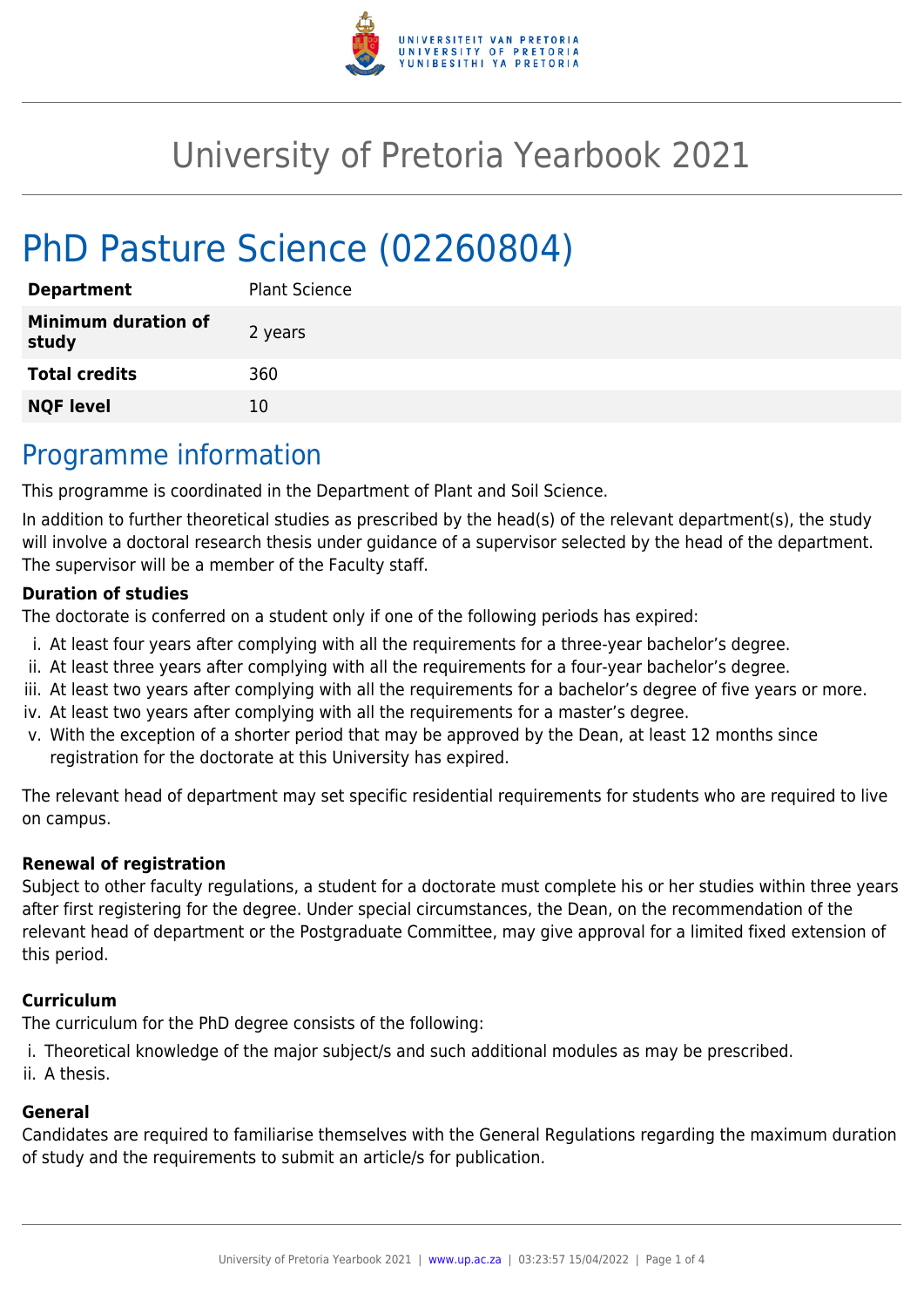# University of Pretoria Yearbook 2021

# PhD Pasture Science (02260804)

| | |
|---|---|
| **Department** | Plant Science |
| **Minimum duration of study** | 2 years |
| **Total credits** | 360 |
| **NQF level** | 10 |

## Programme information

This programme is coordinated in the Department of Plant and Soil Science.

In addition to further theoretical studies as prescribed by the head(s) of the relevant department(s), the study will involve a doctoral research thesis under guidance of a supervisor selected by the head of the department. The supervisor will be a member of the Faculty staff.

**Duration of studies**

The doctorate is conferred on a student only if one of the following periods has expired:

1. At least four years after complying with all the requirements for a three-year bachelor's degree.
2. At least three years after complying with all the requirements for a four-year bachelor's degree.
3. At least two years after complying with all the requirements for a bachelor's degree of five years or more.
4. At least two years after complying with all the requirements for a master's degree.
5. With the exception of a shorter period that may be approved by the Dean, at least 12 months since registration for the doctorate at this University has expired.

The relevant head of department may set specific residential requirements for students who are required to live on campus.

**Renewal of registration**

Subject to other faculty regulations, a student for a doctorate must complete his or her studies within three years after first registering for the degree. Under special circumstances, the Dean, on the recommendation of the relevant head of department or the Postgraduate Committee, may give approval for a limited fixed extension of this period.

**Curriculum**

The curriculum for the PhD degree consists of the following:

1. Theoretical knowledge of the major subject/s and such additional modules as may be prescribed.
2. A thesis.

**General**

Candidates are required to familiarise themselves with the General Regulations regarding the maximum duration of study and the requirements to submit an article/s for publication.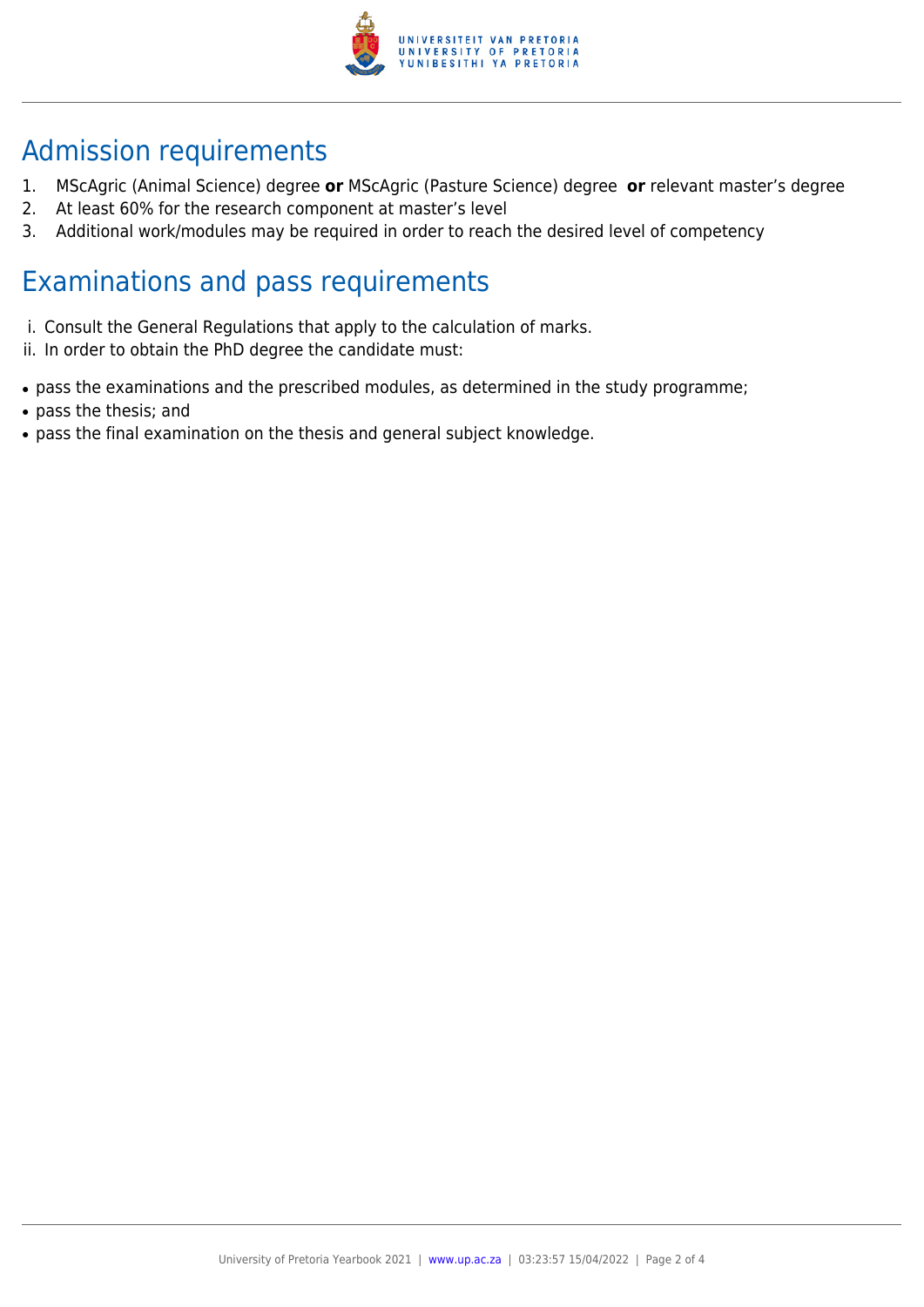## Admission requirements

1. MScAgric (Animal Science) degree **or** MScAgric (Pasture Science) degree **or** relevant master's degree
2. At least 60% for the research component at master's level
3. Additional work/modules may be required in order to reach the desired level of competency

## Examinations and pass requirements

i. Consult the General Regulations that apply to the calculation of marks.
ii. In order to obtain the PhD degree the candidate must:

- pass the examinations and the prescribed modules, as determined in the study programme;
- pass the thesis; and
- pass the final examination on the thesis and general subject knowledge.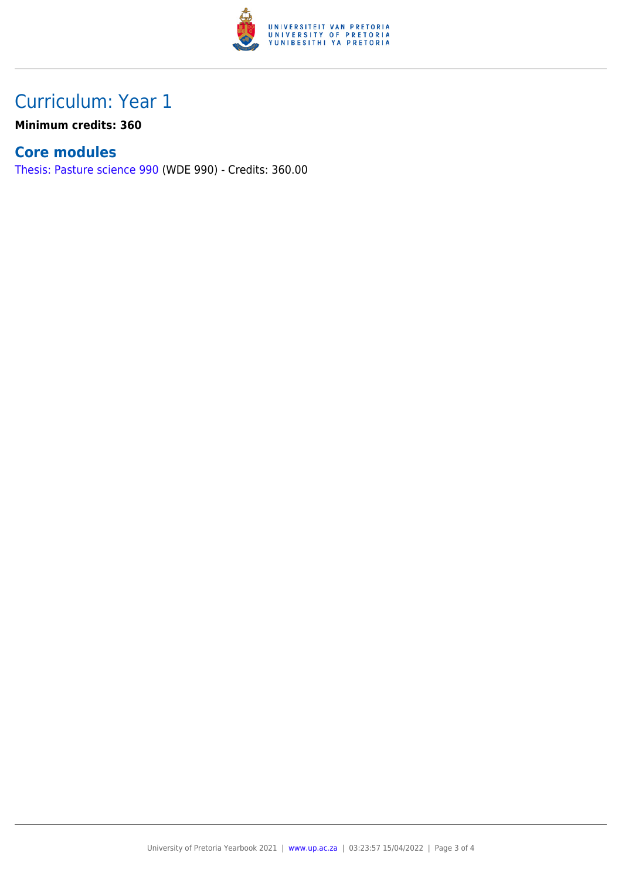# Curriculum: Year 1

**Minimum credits: 360**

## Core modules

Thesis: Pasture science 990 (WDE 990) - Credits: 360.00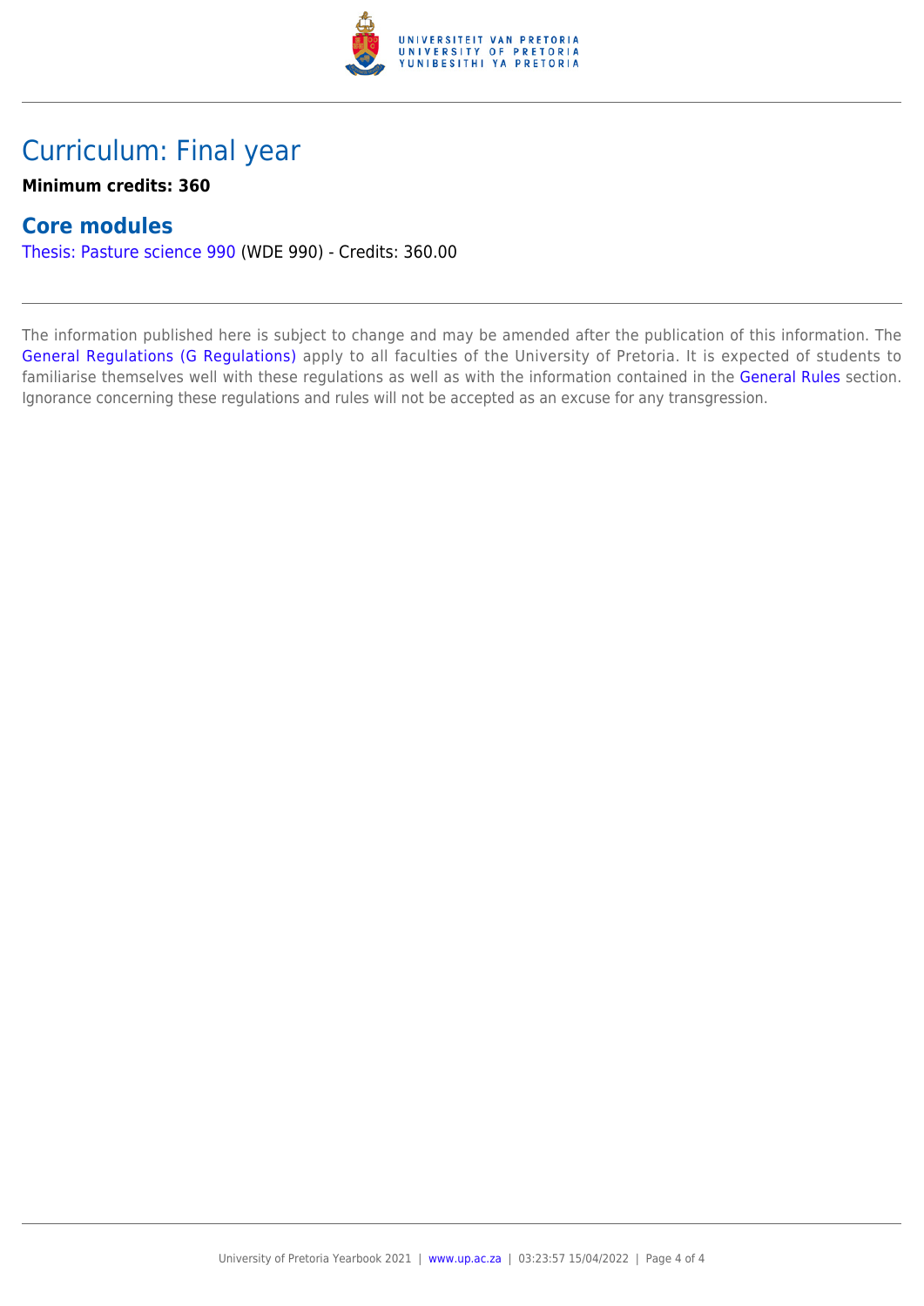# Curriculum: Final year

**Minimum credits: 360**

## Core modules

Thesis: Pasture science 990 (WDE 990) - Credits: 360.00

---

The information published here is subject to change and may be amended after the publication of this information. The General Regulations (G Regulations) apply to all faculties of the University of Pretoria. It is expected of students to familiarise themselves well with these regulations as well as with the information contained in the General Rules section. Ignorance concerning these regulations and rules will not be accepted as an excuse for any transgression.